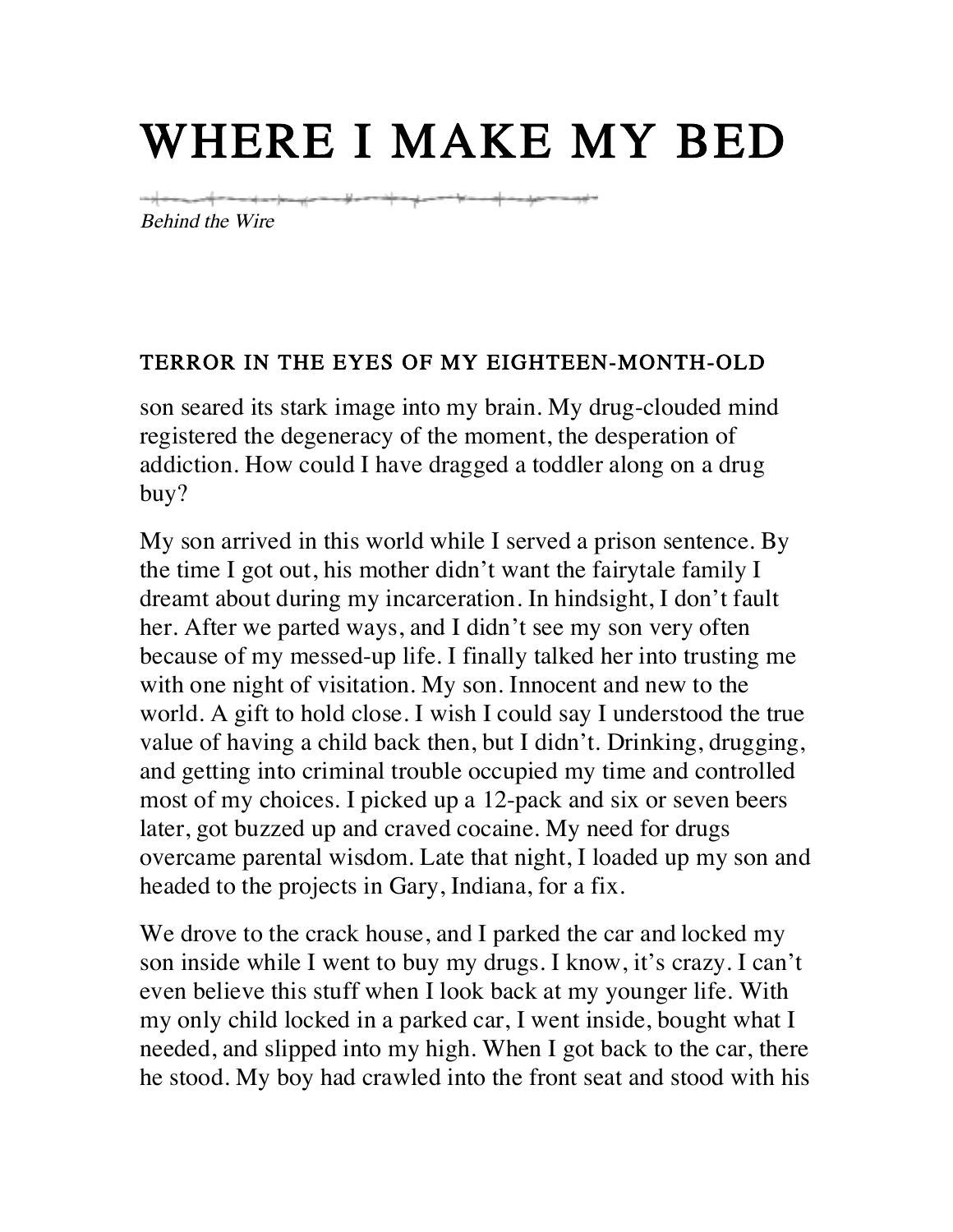# WHERE I MAKE MY BED

*Behind the Wire*

TERROR IN THE EYES OF MY EIGHTEEN-MONTH-OLD son seared its stark image into my brain. My drug-clouded mind registered the degeneracy of the moment, the desperation of addiction. How could I have dragged a toddler along on a drug buy?

My son arrived in this world while I served a prison sentence. By the time I got out, his mother didn't want the fairytale family I dreamt about during my incarceration. In hindsight, I don't fault her. After we parted ways, and I didn't see my son very often because of my messed-up life. I finally talked her into trusting me with one night of visitation. My son. Innocent and new to the world. A gift to hold close. I wish I could say I understood the true value of having a child back then, but I didn't. Drinking, drugging, and getting into criminal trouble occupied my time and controlled most of my choices. I picked up a 12-pack and six or seven beers later, got buzzed up and craved cocaine. My need for drugs overcame parental wisdom. Late that night, I loaded up my son and headed to the projects in Gary, Indiana, for a fix.

We drove to the crack house, and I parked the car and locked my son inside while I went to buy my drugs. I know, it's crazy. I can't even believe this stuff when I look back at my younger life. With my only child locked in a parked car, I went inside, bought what I needed, and slipped into my high. When I got back to the car, there he stood. My boy had crawled into the front seat and stood with his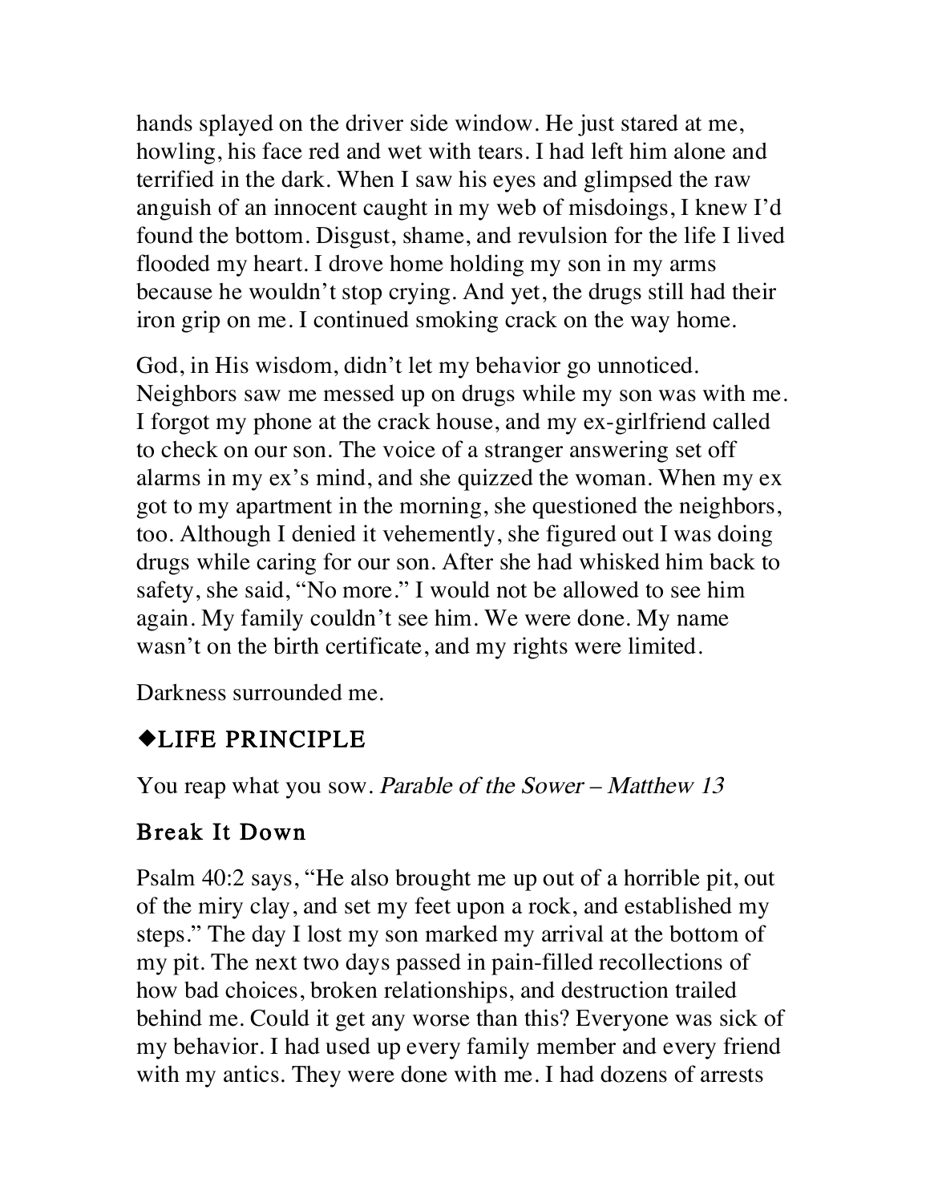hands splayed on the driver side window. He just stared at me, howling, his face red and wet with tears. I had left him alone and terrified in the dark. When I saw his eyes and glimpsed the raw anguish of an innocent caught in my web of misdoings, I knew I'd found the bottom. Disgust, shame, and revulsion for the life I lived flooded my heart. I drove home holding my son in my arms because he wouldn't stop crying. And yet, the drugs still had their iron grip on me. I continued smoking crack on the way home.

God, in His wisdom, didn't let my behavior go unnoticed. Neighbors saw me messed up on drugs while my son was with me. I forgot my phone at the crack house, and my ex-girlfriend called to check on our son. The voice of a stranger answering set off alarms in my ex's mind, and she quizzed the woman. When my ex got to my apartment in the morning, she questioned the neighbors, too. Although I denied it vehemently, she figured out I was doing drugs while caring for our son. After she had whisked him back to safety, she said, "No more." I would not be allowed to see him again. My family couldn't see him. We were done. My name wasn't on the birth certificate, and my rights were limited.

Darkness surrounded me.

## ◆LIFE PRINCIPLE

You reap what you sow. *Parable of the Sower – Matthew 13*

## Break It Down

Psalm 40:2 says, "He also brought me up out of a horrible pit, out of the miry clay, and set my feet upon a rock, and established my steps." The day I lost my son marked my arrival at the bottom of my pit. The next two days passed in pain-filled recollections of how bad choices, broken relationships, and destruction trailed behind me. Could it get any worse than this? Everyone was sick of my behavior. I had used up every family member and every friend with my antics. They were done with me. I had dozens of arrests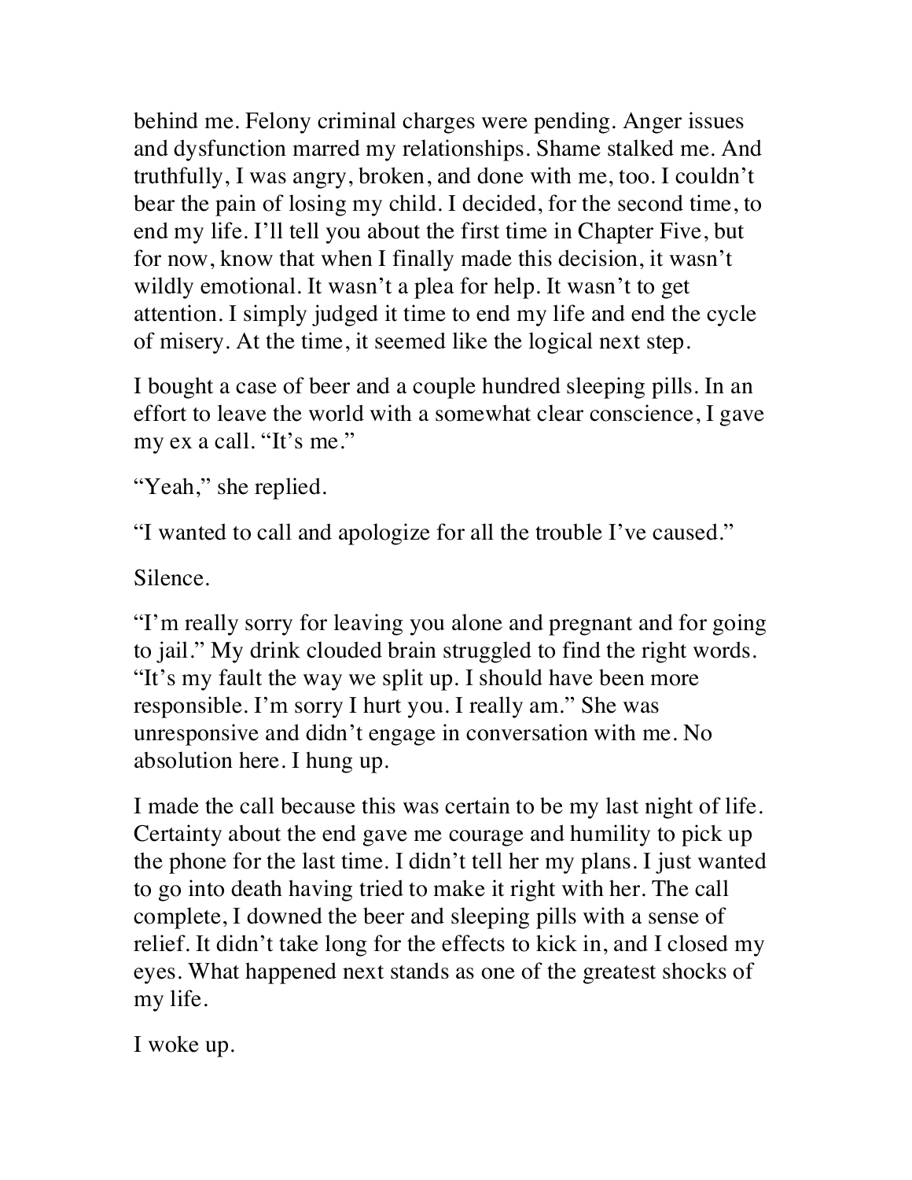behind me. Felony criminal charges were pending. Anger issues and dysfunction marred my relationships. Shame stalked me. And truthfully, I was angry, broken, and done with me, too. I couldn't bear the pain of losing my child. I decided, for the second time, to end my life. I'll tell you about the first time in Chapter Five, but for now, know that when I finally made this decision, it wasn't wildly emotional. It wasn't a plea for help. It wasn't to get attention. I simply judged it time to end my life and end the cycle of misery. At the time, it seemed like the logical next step.

I bought a case of beer and a couple hundred sleeping pills. In an effort to leave the world with a somewhat clear conscience, I gave my ex a call. "It's me."

"Yeah," she replied.

"I wanted to call and apologize for all the trouble I've caused."

Silence.

"I'm really sorry for leaving you alone and pregnant and for going to jail." My drink clouded brain struggled to find the right words. "It's my fault the way we split up. I should have been more responsible. I'm sorry I hurt you. I really am." She was unresponsive and didn't engage in conversation with me. No absolution here. I hung up.

I made the call because this was certain to be my last night of life. Certainty about the end gave me courage and humility to pick up the phone for the last time. I didn't tell her my plans. I just wanted to go into death having tried to make it right with her. The call complete, I downed the beer and sleeping pills with a sense of relief. It didn't take long for the effects to kick in, and I closed my eyes. What happened next stands as one of the greatest shocks of my life.

I woke up.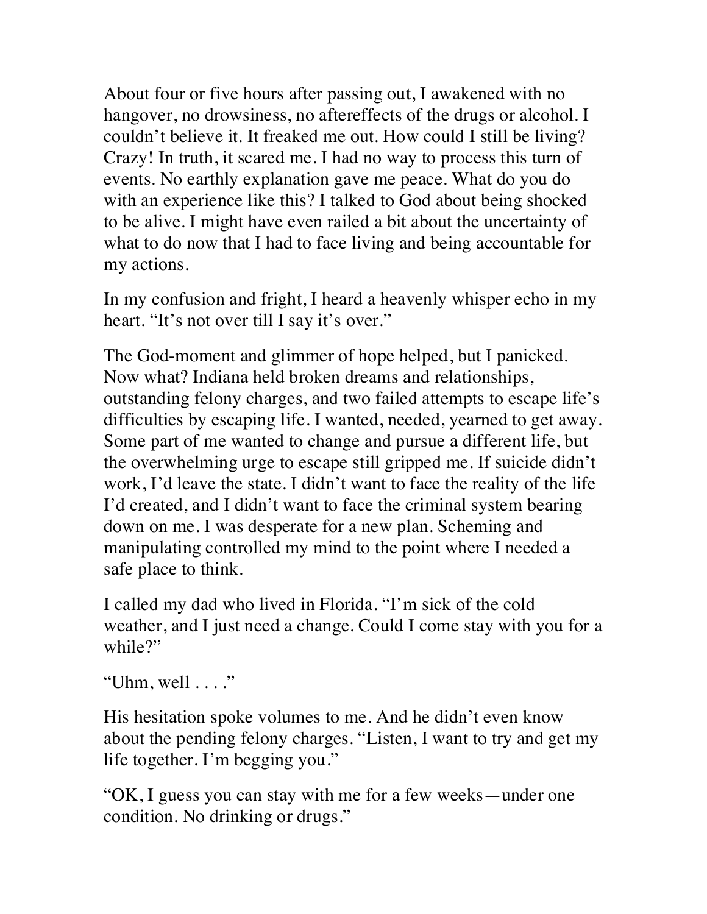About four or five hours after passing out, I awakened with no hangover, no drowsiness, no aftereffects of the drugs or alcohol. I couldn't believe it. It freaked me out. How could I still be living? Crazy! In truth, it scared me. I had no way to process this turn of events. No earthly explanation gave me peace. What do you do with an experience like this? I talked to God about being shocked to be alive. I might have even railed a bit about the uncertainty of what to do now that I had to face living and being accountable for my actions.

In my confusion and fright, I heard a heavenly whisper echo in my heart. "It's not over till I say it's over."

The God-moment and glimmer of hope helped, but I panicked. Now what? Indiana held broken dreams and relationships, outstanding felony charges, and two failed attempts to escape life's difficulties by escaping life. I wanted, needed, yearned to get away. Some part of me wanted to change and pursue a different life, but the overwhelming urge to escape still gripped me. If suicide didn't work, I'd leave the state. I didn't want to face the reality of the life I'd created, and I didn't want to face the criminal system bearing down on me. I was desperate for a new plan. Scheming and manipulating controlled my mind to the point where I needed a safe place to think.

I called my dad who lived in Florida. "I'm sick of the cold weather, and I just need a change. Could I come stay with you for a while?"

"Uhm, well . . . ."

His hesitation spoke volumes to me. And he didn't even know about the pending felony charges. "Listen, I want to try and get my life together. I'm begging you."

"OK, I guess you can stay with me for a few weeks—under one condition. No drinking or drugs."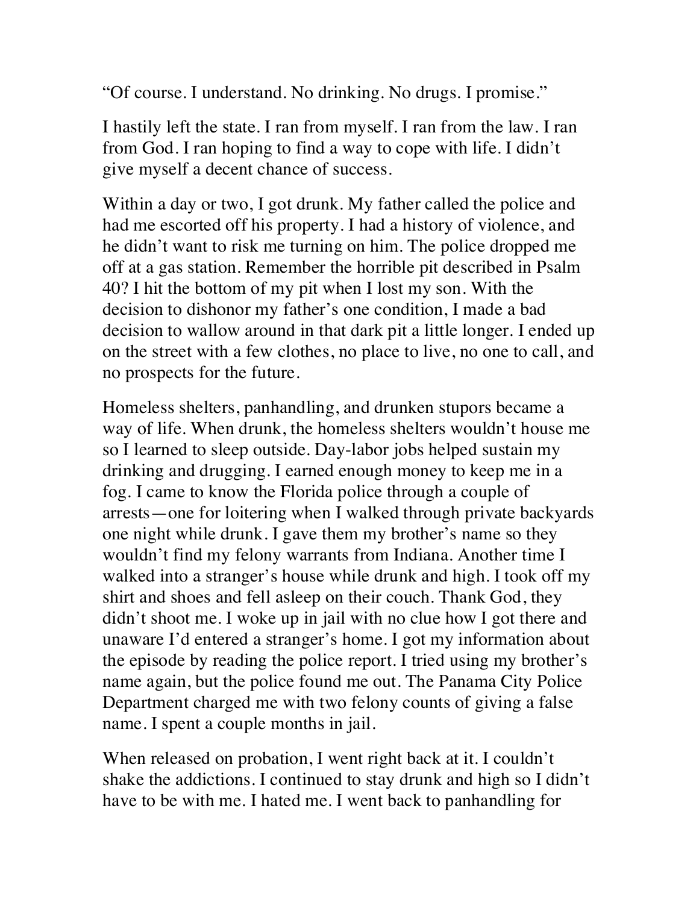"Of course. I understand. No drinking. No drugs. I promise."

I hastily left the state. I ran from myself. I ran from the law. I ran from God. I ran hoping to find a way to cope with life. I didn't give myself a decent chance of success.

Within a day or two, I got drunk. My father called the police and had me escorted off his property. I had a history of violence, and he didn't want to risk me turning on him. The police dropped me off at a gas station. Remember the horrible pit described in Psalm 40? I hit the bottom of my pit when I lost my son. With the decision to dishonor my father's one condition, I made a bad decision to wallow around in that dark pit a little longer. I ended up on the street with a few clothes, no place to live, no one to call, and no prospects for the future.

Homeless shelters, panhandling, and drunken stupors became a way of life. When drunk, the homeless shelters wouldn't house me so I learned to sleep outside. Day-labor jobs helped sustain my drinking and drugging. I earned enough money to keep me in a fog. I came to know the Florida police through a couple of arrests—one for loitering when I walked through private backyards one night while drunk. I gave them my brother's name so they wouldn't find my felony warrants from Indiana. Another time I walked into a stranger's house while drunk and high. I took off my shirt and shoes and fell asleep on their couch. Thank God, they didn't shoot me. I woke up in jail with no clue how I got there and unaware I'd entered a stranger's home. I got my information about the episode by reading the police report. I tried using my brother's name again, but the police found me out. The Panama City Police Department charged me with two felony counts of giving a false name. I spent a couple months in jail.

When released on probation, I went right back at it. I couldn't shake the addictions. I continued to stay drunk and high so I didn't have to be with me. I hated me. I went back to panhandling for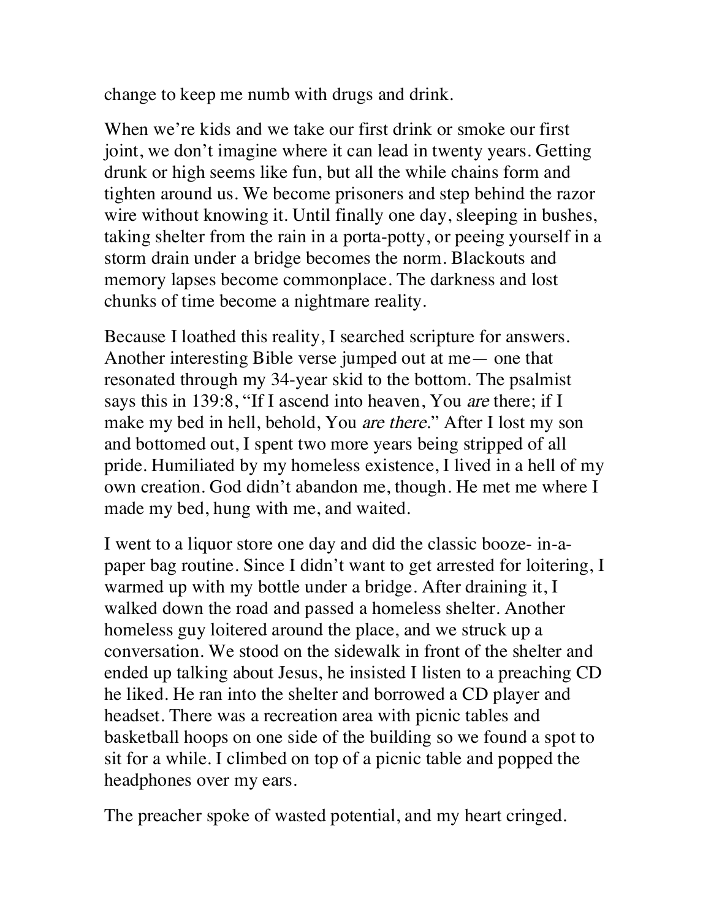change to keep me numb with drugs and drink.

When we're kids and we take our first drink or smoke our first joint, we don't imagine where it can lead in twenty years. Getting drunk or high seems like fun, but all the while chains form and tighten around us. We become prisoners and step behind the razor wire without knowing it. Until finally one day, sleeping in bushes, taking shelter from the rain in a porta-potty, or peeing yourself in a storm drain under a bridge becomes the norm. Blackouts and memory lapses become commonplace. The darkness and lost chunks of time become a nightmare reality.

Because I loathed this reality, I searched scripture for answers. Another interesting Bible verse jumped out at me— one that resonated through my 34-year skid to the bottom. The psalmist says this in 139:8, "If I ascend into heaven, You *are* there; if I make my bed in hell, behold, You *are there*." After I lost my son and bottomed out, I spent two more years being stripped of all pride. Humiliated by my homeless existence, I lived in a hell of my own creation. God didn't abandon me, though. He met me where I made my bed, hung with me, and waited.

I went to a liquor store one day and did the classic booze- in-a-paper bag routine. Since I didn't want to get arrested for loitering, I warmed up with my bottle under a bridge. After draining it, I walked down the road and passed a homeless shelter. Another homeless guy loitered around the place, and we struck up a conversation. We stood on the sidewalk in front of the shelter and ended up talking about Jesus, he insisted I listen to a preaching CD he liked. He ran into the shelter and borrowed a CD player and headset. There was a recreation area with picnic tables and basketball hoops on one side of the building so we found a spot to sit for a while. I climbed on top of a picnic table and popped the headphones over my ears.

The preacher spoke of wasted potential, and my heart cringed.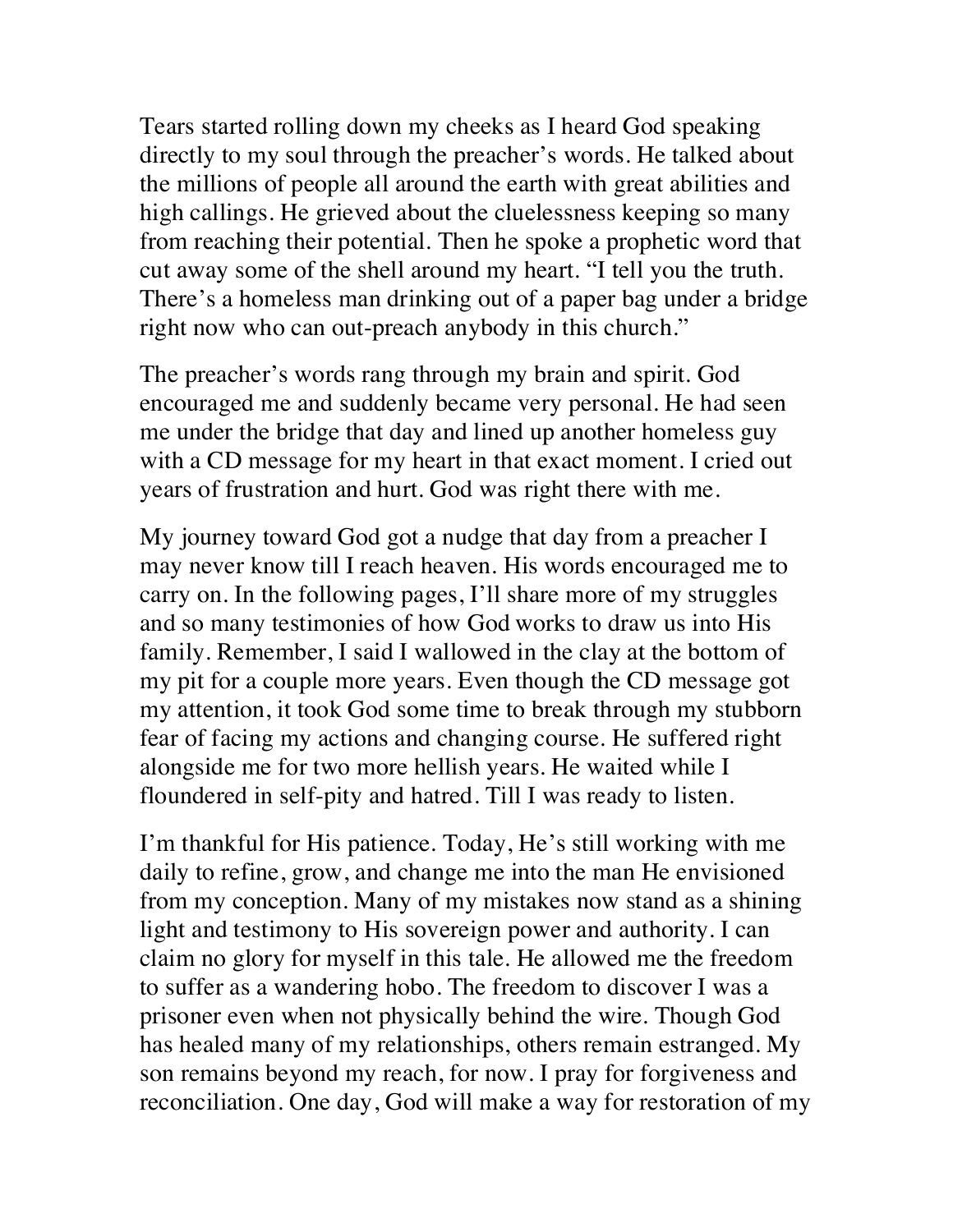Tears started rolling down my cheeks as I heard God speaking directly to my soul through the preacher's words. He talked about the millions of people all around the earth with great abilities and high callings. He grieved about the cluelessness keeping so many from reaching their potential. Then he spoke a prophetic word that cut away some of the shell around my heart. "I tell you the truth. There's a homeless man drinking out of a paper bag under a bridge right now who can out-preach anybody in this church."

The preacher's words rang through my brain and spirit. God encouraged me and suddenly became very personal. He had seen me under the bridge that day and lined up another homeless guy with a CD message for my heart in that exact moment. I cried out years of frustration and hurt. God was right there with me.

My journey toward God got a nudge that day from a preacher I may never know till I reach heaven. His words encouraged me to carry on. In the following pages, I'll share more of my struggles and so many testimonies of how God works to draw us into His family. Remember, I said I wallowed in the clay at the bottom of my pit for a couple more years. Even though the CD message got my attention, it took God some time to break through my stubborn fear of facing my actions and changing course. He suffered right alongside me for two more hellish years. He waited while I floundered in self-pity and hatred. Till I was ready to listen.

I'm thankful for His patience. Today, He's still working with me daily to refine, grow, and change me into the man He envisioned from my conception. Many of my mistakes now stand as a shining light and testimony to His sovereign power and authority. I can claim no glory for myself in this tale. He allowed me the freedom to suffer as a wandering hobo. The freedom to discover I was a prisoner even when not physically behind the wire. Though God has healed many of my relationships, others remain estranged. My son remains beyond my reach, for now. I pray for forgiveness and reconciliation. One day, God will make a way for restoration of my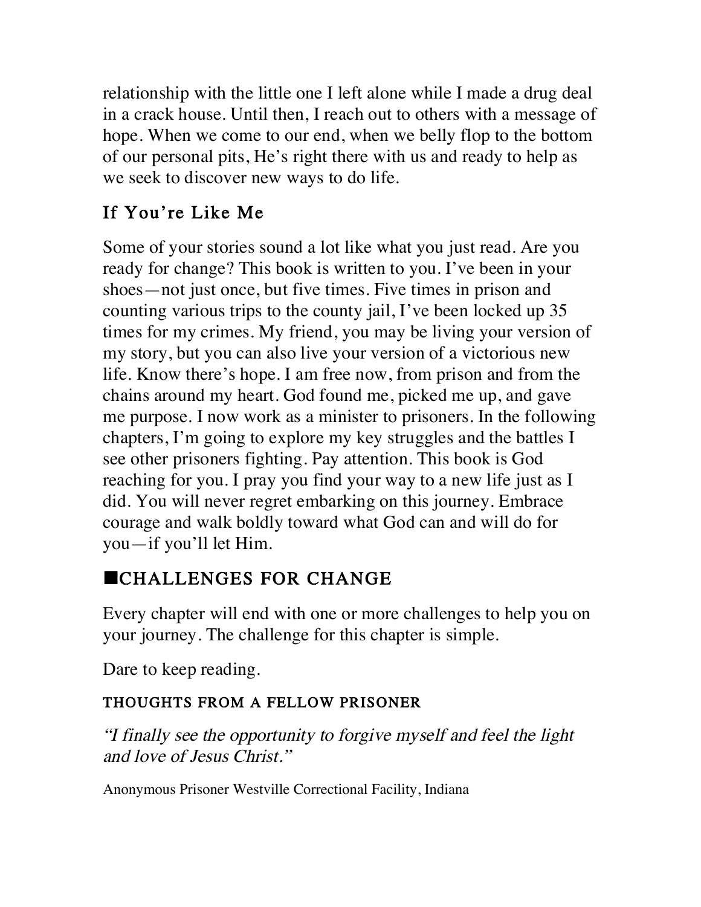relationship with the little one I left alone while I made a drug deal in a crack house. Until then, I reach out to others with a message of hope. When we come to our end, when we belly flop to the bottom of our personal pits, He's right there with us and ready to help as we seek to discover new ways to do life.

## If You're Like Me

Some of your stories sound a lot like what you just read. Are you ready for change? This book is written to you. I've been in your shoes—not just once, but five times. Five times in prison and counting various trips to the county jail, I've been locked up 35 times for my crimes. My friend, you may be living your version of my story, but you can also live your version of a victorious new life. Know there's hope. I am free now, from prison and from the chains around my heart. God found me, picked me up, and gave me purpose. I now work as a minister to prisoners. In the following chapters, I'm going to explore my key struggles and the battles I see other prisoners fighting. Pay attention. This book is God reaching for you. I pray you find your way to a new life just as I did. You will never regret embarking on this journey. Embrace courage and walk boldly toward what God can and will do for you—if you'll let Him.

## ■CHALLENGES FOR CHANGE

Every chapter will end with one or more challenges to help you on your journey. The challenge for this chapter is simple.

Dare to keep reading.

### THOUGHTS FROM A FELLOW PRISONER

*"I finally see the opportunity to forgive myself and feel the light and love of Jesus Christ."*

Anonymous Prisoner Westville Correctional Facility, Indiana